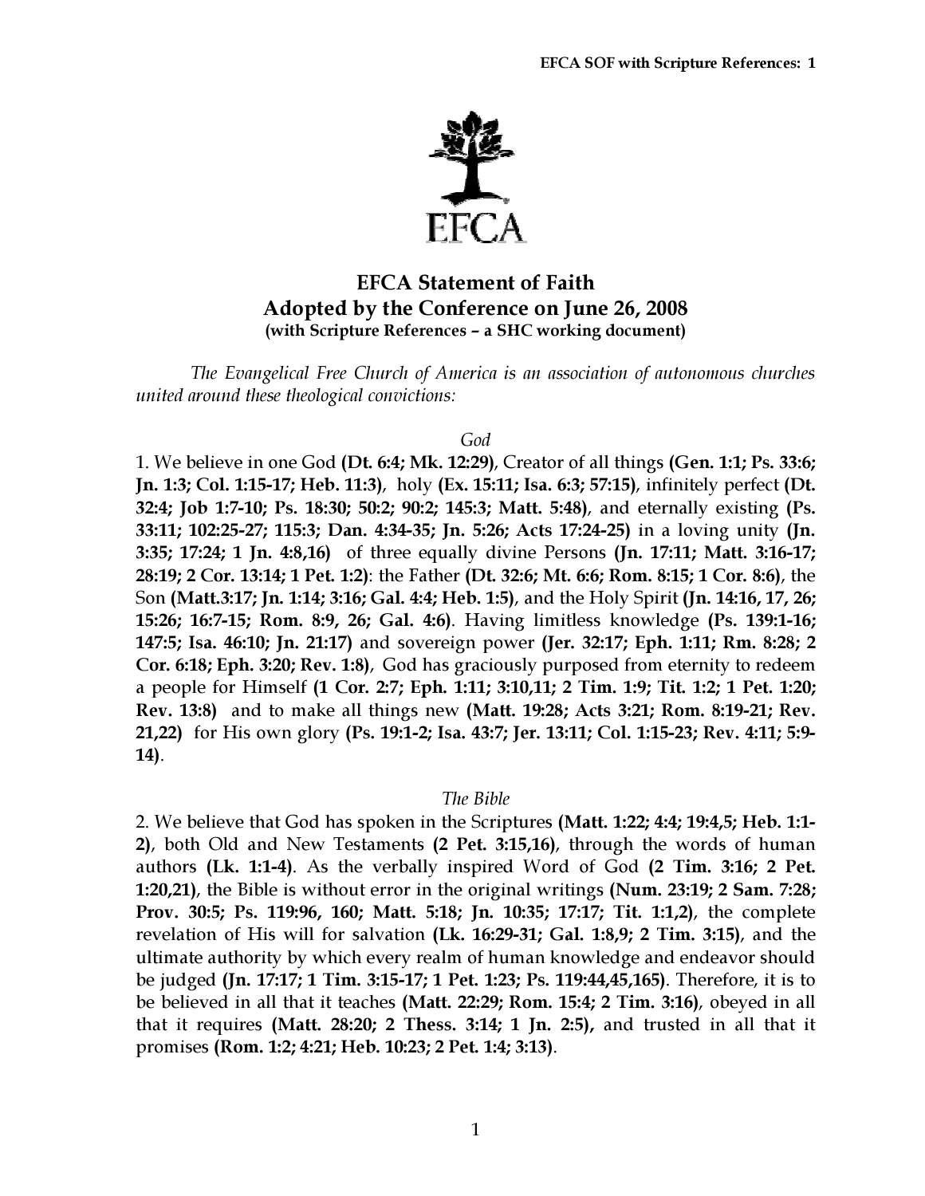EFCA

# EFCA Statement of Faith
## Adopted by the Conference on June 26, 2008
**(with Scripture References – a SHC working document)**

*The Evangelical Free Church of America is an association of autonomous churches united around these theological convictions:*

### *God*

1. We believe in one God **(Dt. 6:4; Mk. 12:29)**, Creator of all things **(Gen. 1:1; Ps. 33:6; Jn. 1:3; Col. 1:15-17; Heb. 11:3)**, holy **(Ex. 15:11; Isa. 6:3; 57:15)**, infinitely perfect **(Dt. 32:4; Job 1:7-10; Ps. 18:30; 50:2; 90:2; 145:3; Matt. 5:48)**, and eternally existing **(Ps. 33:11; 102:25-27; 115:3; Dan. 4:34-35; Jn. 5:26; Acts 17:24-25)** in a loving unity **(Jn. 3:35; 17:24; 1 Jn. 4:8,16)** of three equally divine Persons **(Jn. 17:11; Matt. 3:16-17; 28:19; 2 Cor. 13:14; 1 Pet. 1:2)**: the Father **(Dt. 32:6; Mt. 6:6; Rom. 8:15; 1 Cor. 8:6)**, the Son **(Matt.3:17; Jn. 1:14; 3:16; Gal. 4:4; Heb. 1:5)**, and the Holy Spirit **(Jn. 14:16, 17, 26; 15:26; 16:7-15; Rom. 8:9, 26; Gal. 4:6)**. Having limitless knowledge **(Ps. 139:1-16; 147:5; Isa. 46:10; Jn. 21:17)** and sovereign power **(Jer. 32:17; Eph. 1:11; Rm. 8:28; 2 Cor. 6:18; Eph. 3:20; Rev. 1:8)**, God has graciously purposed from eternity to redeem a people for Himself **(1 Cor. 2:7; Eph. 1:11; 3:10,11; 2 Tim. 1:9; Tit. 1:2; 1 Pet. 1:20; Rev. 13:8)** and to make all things new **(Matt. 19:28; Acts 3:21; Rom. 8:19-21; Rev. 21,22)** for His own glory **(Ps. 19:1-2; Isa. 43:7; Jer. 13:11; Col. 1:15-23; Rev. 4:11; 5:9-14)**.

### *The Bible*

2. We believe that God has spoken in the Scriptures **(Matt. 1:22; 4:4; 19:4,5; Heb. 1:1-2)**, both Old and New Testaments **(2 Pet. 3:15,16)**, through the words of human authors **(Lk. 1:1-4)**. As the verbally inspired Word of God **(2 Tim. 3:16; 2 Pet. 1:20,21)**, the Bible is without error in the original writings **(Num. 23:19; 2 Sam. 7:28; Prov. 30:5; Ps. 119:96, 160; Matt. 5:18; Jn. 10:35; 17:17; Tit. 1:1,2)**, the complete revelation of His will for salvation **(Lk. 16:29-31; Gal. 1:8,9; 2 Tim. 3:15)**, and the ultimate authority by which every realm of human knowledge and endeavor should be judged **(Jn. 17:17; 1 Tim. 3:15-17; 1 Pet. 1:23; Ps. 119:44,45,165)**. Therefore, it is to be believed in all that it teaches **(Matt. 22:29; Rom. 15:4; 2 Tim. 3:16)**, obeyed in all that it requires **(Matt. 28:20; 2 Thess. 3:14; 1 Jn. 2:5)**, and trusted in all that it promises **(Rom. 1:2; 4:21; Heb. 10:23; 2 Pet. 1:4; 3:13)**.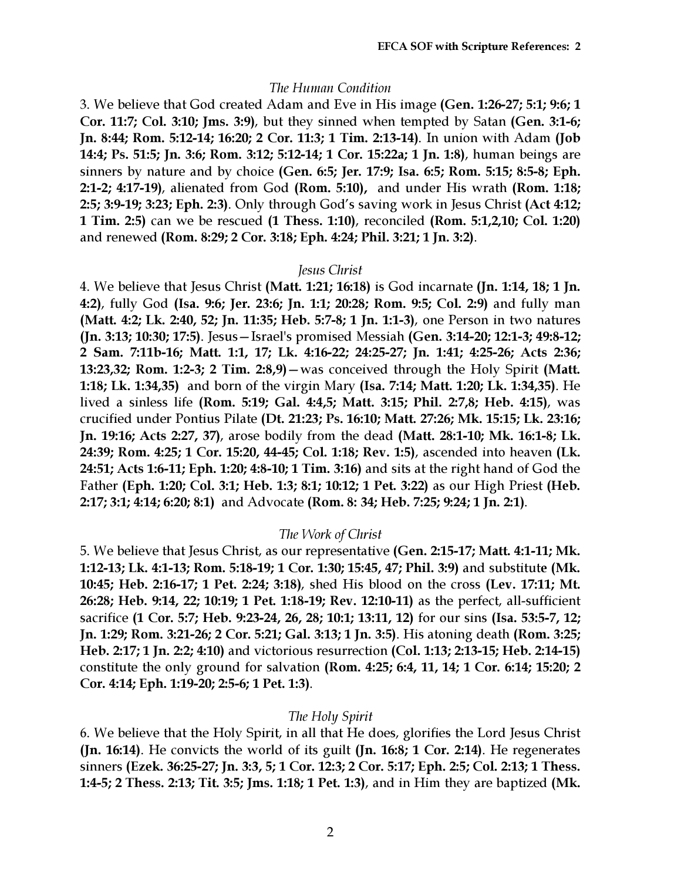*The Human Condition*

3. We believe that God created Adam and Eve in His image **(Gen. 1:26-27; 5:1; 9:6; 1 Cor. 11:7; Col. 3:10; Jms. 3:9)**, but they sinned when tempted by Satan **(Gen. 3:1-6; Jn. 8:44; Rom. 5:12-14; 16:20; 2 Cor. 11:3; 1 Tim. 2:13-14)**. In union with Adam **(Job 14:4; Ps. 51:5; Jn. 3:6; Rom. 3:12; 5:12-14; 1 Cor. 15:22a; 1 Jn. 1:8)**, human beings are sinners by nature and by choice **(Gen. 6:5; Jer. 17:9; Isa. 6:5; Rom. 5:15; 8:5-8; Eph. 2:1-2; 4:17-19)**, alienated from God **(Rom. 5:10),** and under His wrath **(Rom. 1:18; 2:5; 3:9-19; 3:23; Eph. 2:3)**. Only through God's saving work in Jesus Christ **(Act 4:12; 1 Tim. 2:5)** can we be rescued **(1 Thess. 1:10)**, reconciled **(Rom. 5:1,2,10; Col. 1:20)** and renewed **(Rom. 8:29; 2 Cor. 3:18; Eph. 4:24; Phil. 3:21; 1 Jn. 3:2)**.

*Jesus Christ*

4. We believe that Jesus Christ **(Matt. 1:21; 16:18)** is God incarnate **(Jn. 1:14, 18; 1 Jn. 4:2)**, fully God **(Isa. 9:6; Jer. 23:6; Jn. 1:1; 20:28; Rom. 9:5; Col. 2:9)** and fully man **(Matt. 4:2; Lk. 2:40, 52; Jn. 11:35; Heb. 5:7-8; 1 Jn. 1:1-3)**, one Person in two natures **(Jn. 3:13; 10:30; 17:5)**. Jesus—Israel's promised Messiah **(Gen. 3:14-20; 12:1-3; 49:8-12; 2 Sam. 7:11b-16; Matt. 1:1, 17; Lk. 4:16-22; 24:25-27; Jn. 1:41; 4:25-26; Acts 2:36; 13:23,32; Rom. 1:2-3; 2 Tim. 2:8,9)**—was conceived through the Holy Spirit **(Matt. 1:18; Lk. 1:34,35)** and born of the virgin Mary **(Isa. 7:14; Matt. 1:20; Lk. 1:34,35)**. He lived a sinless life **(Rom. 5:19; Gal. 4:4,5; Matt. 3:15; Phil. 2:7,8; Heb. 4:15)**, was crucified under Pontius Pilate **(Dt. 21:23; Ps. 16:10; Matt. 27:26; Mk. 15:15; Lk. 23:16; Jn. 19:16; Acts 2:27, 37)**, arose bodily from the dead **(Matt. 28:1-10; Mk. 16:1-8; Lk. 24:39; Rom. 4:25; 1 Cor. 15:20, 44-45; Col. 1:18; Rev. 1:5)**, ascended into heaven **(Lk. 24:51; Acts 1:6-11; Eph. 1:20; 4:8-10; 1 Tim. 3:16)** and sits at the right hand of God the Father **(Eph. 1:20; Col. 3:1; Heb. 1:3; 8:1; 10:12; 1 Pet. 3:22)** as our High Priest **(Heb. 2:17; 3:1; 4:14; 6:20; 8:1)** and Advocate **(Rom. 8: 34; Heb. 7:25; 9:24; 1 Jn. 2:1)**.

*The Work of Christ*

5. We believe that Jesus Christ, as our representative **(Gen. 2:15-17; Matt. 4:1-11; Mk. 1:12-13; Lk. 4:1-13; Rom. 5:18-19; 1 Cor. 1:30; 15:45, 47; Phil. 3:9)** and substitute **(Mk. 10:45; Heb. 2:16-17; 1 Pet. 2:24; 3:18)**, shed His blood on the cross **(Lev. 17:11; Mt. 26:28; Heb. 9:14, 22; 10:19; 1 Pet. 1:18-19; Rev. 12:10-11)** as the perfect, all-sufficient sacrifice **(1 Cor. 5:7; Heb. 9:23-24, 26, 28; 10:1; 13:11, 12)** for our sins **(Isa. 53:5-7, 12; Jn. 1:29; Rom. 3:21-26; 2 Cor. 5:21; Gal. 3:13; 1 Jn. 3:5)**. His atoning death **(Rom. 3:25; Heb. 2:17; 1 Jn. 2:2; 4:10)** and victorious resurrection **(Col. 1:13; 2:13-15; Heb. 2:14-15)** constitute the only ground for salvation **(Rom. 4:25; 6:4, 11, 14; 1 Cor. 6:14; 15:20; 2 Cor. 4:14; Eph. 1:19-20; 2:5-6; 1 Pet. 1:3)**.

*The Holy Spirit*

6. We believe that the Holy Spirit, in all that He does, glorifies the Lord Jesus Christ **(Jn. 16:14)**. He convicts the world of its guilt **(Jn. 16:8; 1 Cor. 2:14)**. He regenerates sinners **(Ezek. 36:25-27; Jn. 3:3, 5; 1 Cor. 12:3; 2 Cor. 5:17; Eph. 2:5; Col. 2:13; 1 Thess. 1:4-5; 2 Thess. 2:13; Tit. 3:5; Jms. 1:18; 1 Pet. 1:3)**, and in Him they are baptized **(Mk.**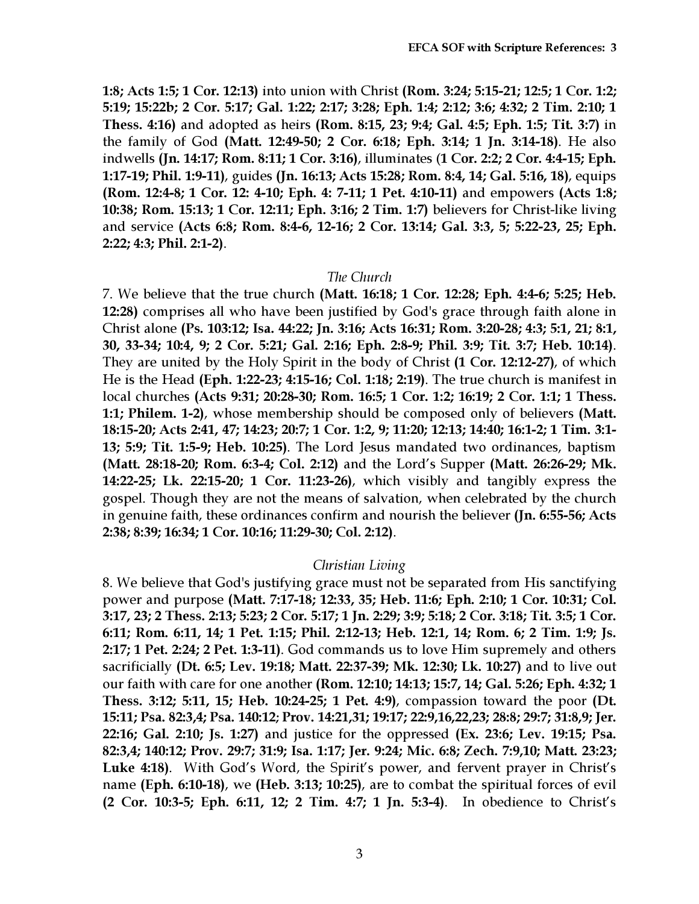**1:8; Acts 1:5; 1 Cor. 12:13)** into union with Christ **(Rom. 3:24; 5:15-21; 12:5; 1 Cor. 1:2; 5:19; 15:22b; 2 Cor. 5:17; Gal. 1:22; 2:17; 3:28; Eph. 1:4; 2:12; 3:6; 4:32; 2 Tim. 2:10; 1 Thess. 4:16)** and adopted as heirs **(Rom. 8:15, 23; 9:4; Gal. 4:5; Eph. 1:5; Tit. 3:7)** in the family of God **(Matt. 12:49-50; 2 Cor. 6:18; Eph. 3:14; 1 Jn. 3:14-18)**. He also indwells **(Jn. 14:17; Rom. 8:11; 1 Cor. 3:16)**, illuminates (**1 Cor. 2:2; 2 Cor. 4:4-15; Eph. 1:17-19; Phil. 1:9-11)**, guides **(Jn. 16:13; Acts 15:28; Rom. 8:4, 14; Gal. 5:16, 18)**, equips **(Rom. 12:4-8; 1 Cor. 12: 4-10; Eph. 4: 7-11; 1 Pet. 4:10-11)** and empowers **(Acts 1:8; 10:38; Rom. 15:13; 1 Cor. 12:11; Eph. 3:16; 2 Tim. 1:7)** believers for Christ-like living and service **(Acts 6:8; Rom. 8:4-6, 12-16; 2 Cor. 13:14; Gal. 3:3, 5; 5:22-23, 25; Eph. 2:22; 4:3; Phil. 2:1-2)**.

### *The Church*

7. We believe that the true church **(Matt. 16:18; 1 Cor. 12:28; Eph. 4:4-6; 5:25; Heb. 12:28)** comprises all who have been justified by God's grace through faith alone in Christ alone **(Ps. 103:12; Isa. 44:22; Jn. 3:16; Acts 16:31; Rom. 3:20-28; 4:3; 5:1, 21; 8:1, 30, 33-34; 10:4, 9; 2 Cor. 5:21; Gal. 2:16; Eph. 2:8-9; Phil. 3:9; Tit. 3:7; Heb. 10:14)**. They are united by the Holy Spirit in the body of Christ **(1 Cor. 12:12-27)**, of which He is the Head **(Eph. 1:22-23; 4:15-16; Col. 1:18; 2:19)**. The true church is manifest in local churches **(Acts 9:31; 20:28-30; Rom. 16:5; 1 Cor. 1:2; 16:19; 2 Cor. 1:1; 1 Thess. 1:1; Philem. 1-2)**, whose membership should be composed only of believers **(Matt. 18:15-20; Acts 2:41, 47; 14:23; 20:7; 1 Cor. 1:2, 9; 11:20; 12:13; 14:40; 16:1-2; 1 Tim. 3:1-13; 5:9; Tit. 1:5-9; Heb. 10:25)**. The Lord Jesus mandated two ordinances, baptism **(Matt. 28:18-20; Rom. 6:3-4; Col. 2:12)** and the Lord's Supper **(Matt. 26:26-29; Mk. 14:22-25; Lk. 22:15-20; 1 Cor. 11:23-26)**, which visibly and tangibly express the gospel. Though they are not the means of salvation, when celebrated by the church in genuine faith, these ordinances confirm and nourish the believer **(Jn. 6:55-56; Acts 2:38; 8:39; 16:34; 1 Cor. 10:16; 11:29-30; Col. 2:12)**.

### *Christian Living*

8. We believe that God's justifying grace must not be separated from His sanctifying power and purpose **(Matt. 7:17-18; 12:33, 35; Heb. 11:6; Eph. 2:10; 1 Cor. 10:31; Col. 3:17, 23; 2 Thess. 2:13; 5:23; 2 Cor. 5:17; 1 Jn. 2:29; 3:9; 5:18; 2 Cor. 3:18; Tit. 3:5; 1 Cor. 6:11; Rom. 6:11, 14; 1 Pet. 1:15; Phil. 2:12-13; Heb. 12:1, 14; Rom. 6; 2 Tim. 1:9; Js. 2:17; 1 Pet. 2:24; 2 Pet. 1:3-11)**. God commands us to love Him supremely and others sacrificially **(Dt. 6:5; Lev. 19:18; Matt. 22:37-39; Mk. 12:30; Lk. 10:27)** and to live out our faith with care for one another **(Rom. 12:10; 14:13; 15:7, 14; Gal. 5:26; Eph. 4:32; 1 Thess. 3:12; 5:11, 15; Heb. 10:24-25; 1 Pet. 4:9)**, compassion toward the poor **(Dt. 15:11; Psa. 82:3,4; Psa. 140:12; Prov. 14:21,31; 19:17; 22:9,16,22,23; 28:8; 29:7; 31:8,9; Jer. 22:16; Gal. 2:10; Js. 1:27)** and justice for the oppressed **(Ex. 23:6; Lev. 19:15; Psa. 82:3,4; 140:12; Prov. 29:7; 31:9; Isa. 1:17; Jer. 9:24; Mic. 6:8; Zech. 7:9,10; Matt. 23:23; Luke 4:18)**. With God's Word, the Spirit's power, and fervent prayer in Christ's name **(Eph. 6:10-18)**, we **(Heb. 3:13; 10:25)**, are to combat the spiritual forces of evil **(2 Cor. 10:3-5; Eph. 6:11, 12; 2 Tim. 4:7; 1 Jn. 5:3-4)**. In obedience to Christ's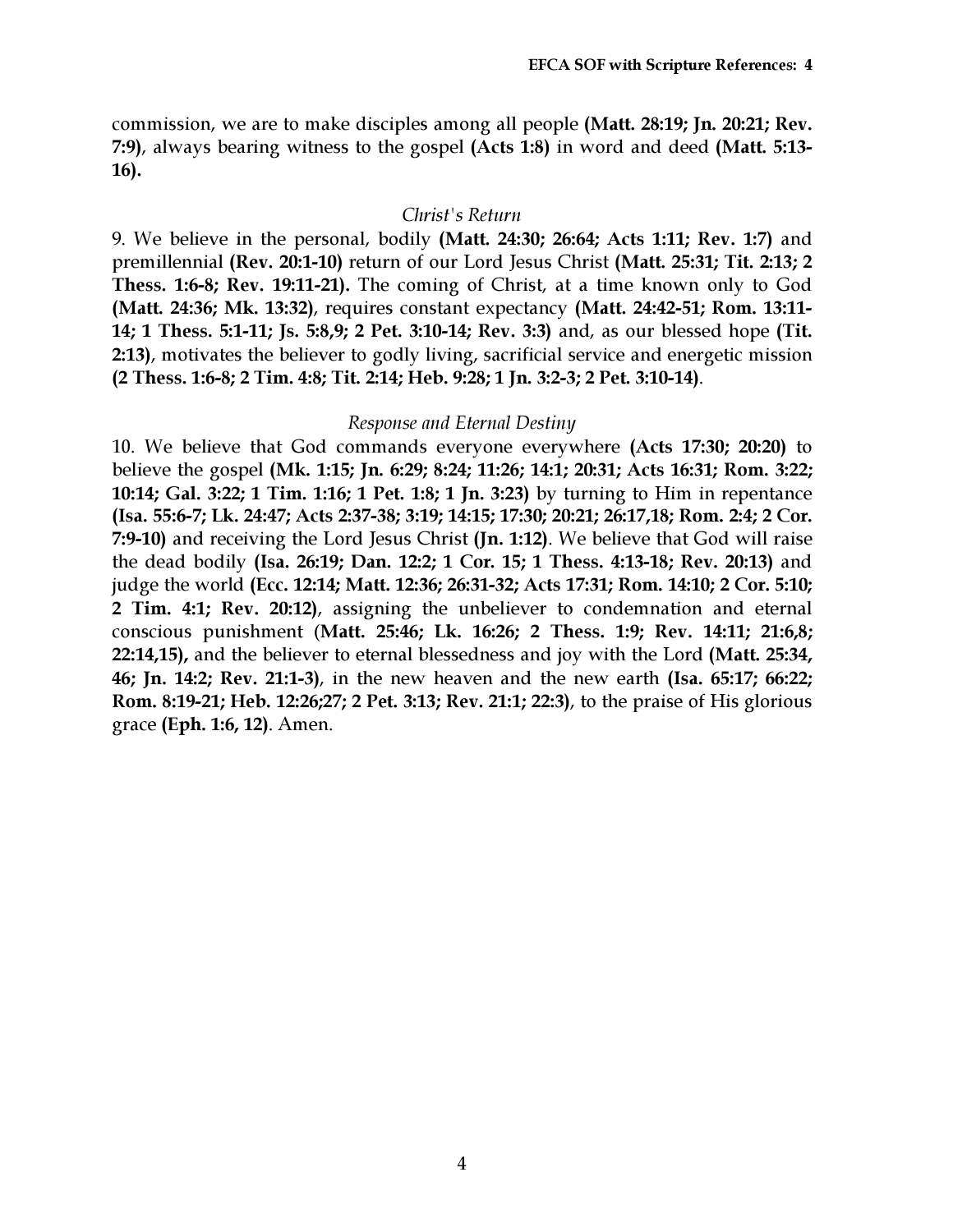commission, we are to make disciples among all people **(Matt. 28:19; Jn. 20:21; Rev. 7:9)**, always bearing witness to the gospel **(Acts 1:8)** in word and deed **(Matt. 5:13-16).**

*Christ's Return*

9. We believe in the personal, bodily **(Matt. 24:30; 26:64; Acts 1:11; Rev. 1:7)** and premillennial **(Rev. 20:1-10)** return of our Lord Jesus Christ **(Matt. 25:31; Tit. 2:13; 2 Thess. 1:6-8; Rev. 19:11-21).** The coming of Christ, at a time known only to God **(Matt. 24:36; Mk. 13:32)**, requires constant expectancy **(Matt. 24:42-51; Rom. 13:11-14; 1 Thess. 5:1-11; Js. 5:8,9; 2 Pet. 3:10-14; Rev. 3:3)** and, as our blessed hope **(Tit. 2:13)**, motivates the believer to godly living, sacrificial service and energetic mission **(2 Thess. 1:6-8; 2 Tim. 4:8; Tit. 2:14; Heb. 9:28; 1 Jn. 3:2-3; 2 Pet. 3:10-14)**.

*Response and Eternal Destiny*

10. We believe that God commands everyone everywhere **(Acts 17:30; 20:20)** to believe the gospel **(Mk. 1:15; Jn. 6:29; 8:24; 11:26; 14:1; 20:31; Acts 16:31; Rom. 3:22; 10:14; Gal. 3:22; 1 Tim. 1:16; 1 Pet. 1:8; 1 Jn. 3:23)** by turning to Him in repentance **(Isa. 55:6-7; Lk. 24:47; Acts 2:37-38; 3:19; 14:15; 17:30; 20:21; 26:17,18; Rom. 2:4; 2 Cor. 7:9-10)** and receiving the Lord Jesus Christ **(Jn. 1:12)**. We believe that God will raise the dead bodily **(Isa. 26:19; Dan. 12:2; 1 Cor. 15; 1 Thess. 4:13-18; Rev. 20:13)** and judge the world **(Ecc. 12:14; Matt. 12:36; 26:31-32; Acts 17:31; Rom. 14:10; 2 Cor. 5:10; 2 Tim. 4:1; Rev. 20:12)**, assigning the unbeliever to condemnation and eternal conscious punishment (**Matt. 25:46; Lk. 16:26; 2 Thess. 1:9; Rev. 14:11; 21:6,8; 22:14,15),** and the believer to eternal blessedness and joy with the Lord **(Matt. 25:34, 46; Jn. 14:2; Rev. 21:1-3)**, in the new heaven and the new earth **(Isa. 65:17; 66:22; Rom. 8:19-21; Heb. 12:26;27; 2 Pet. 3:13; Rev. 21:1; 22:3)**, to the praise of His glorious grace **(Eph. 1:6, 12)**. Amen.